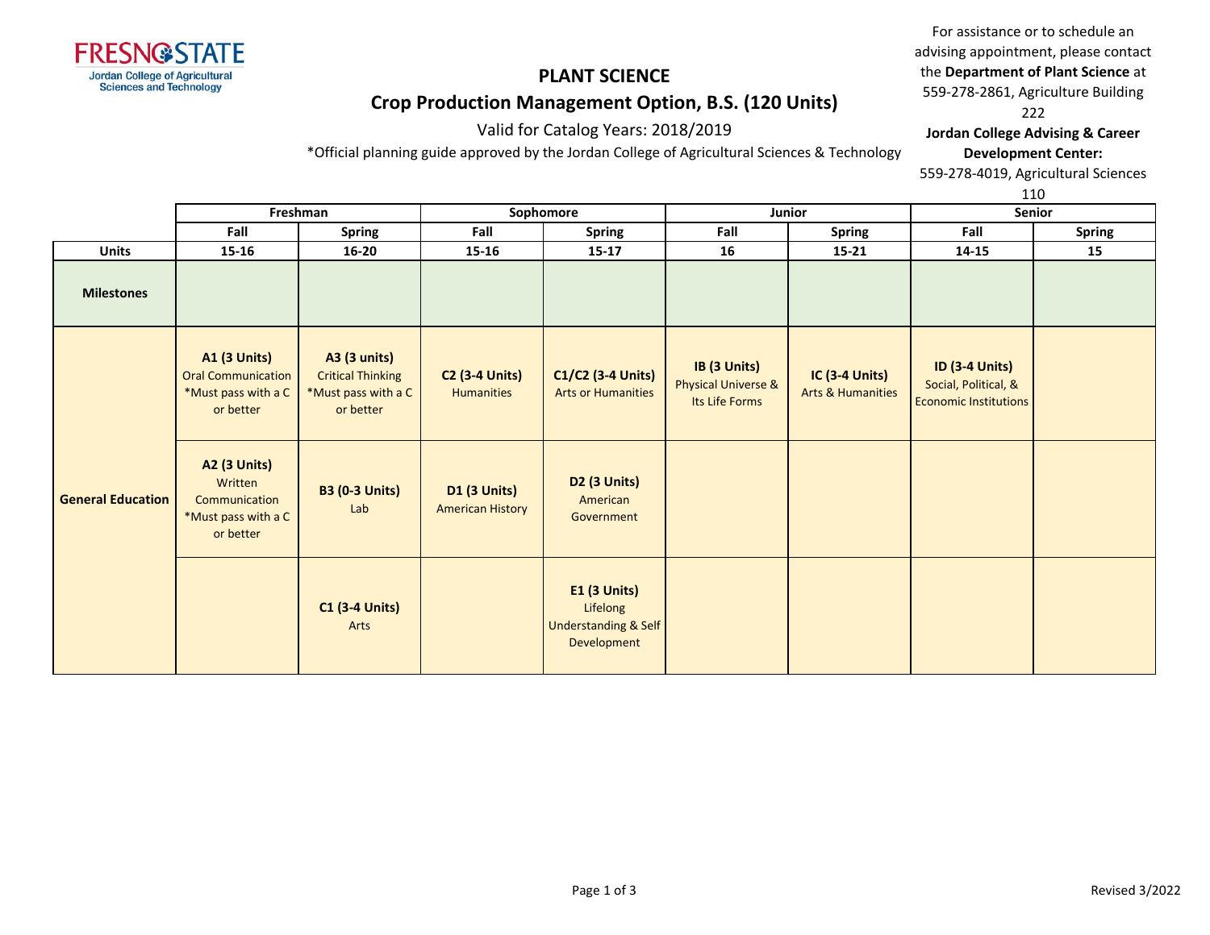FRESNO STATE
Jordan College of Agricultural Sciences and Technology

# PLANT SCIENCE

## Crop Production Management Option, B.S. (120 Units)

Valid for Catalog Years: 2018/2019

*Official planning guide approved by the Jordan College of Agricultural Sciences & Technology

For assistance or to schedule an advising appointment, please contact the **Department of Plant Science** at 559-278-2861, Agriculture Building 222

**Jordan College Advising & Career Development Center:**
559-278-4019, Agricultural Sciences 110

| | Freshman | | Sophomore | | Junior | | Senior | |
|---|---|---|---|---|---|---|---|---|
| | **Fall** | **Spring** | **Fall** | **Spring** | **Fall** | **Spring** | **Fall** | **Spring** |
| **Units** | **15-16** | **16-20** | **15-16** | **15-17** | **16** | **15-21** | **14-15** | **15** |
| **Milestones** | | | | | | | | |
| **General Education** | **A1 (3 Units)** Oral Communication *Must pass with a C or better | **A3 (3 units)** Critical Thinking *Must pass with a C or better | **C2 (3-4 Units)** Humanities | **C1/C2 (3-4 Units)** Arts or Humanities | **IB (3 Units)** Physical Universe & Its Life Forms | **IC (3-4 Units)** Arts & Humanities | **ID (3-4 Units)** Social, Political, & Economic Institutions | |
| | **A2 (3 Units)** Written Communication *Must pass with a C or better | **B3 (0-3 Units)** Lab | **D1 (3 Units)** American History | **D2 (3 Units)** American Government | | | | |
| | | **C1 (3-4 Units)** Arts | | **E1 (3 Units)** Lifelong Understanding & Self Development | | | | |

Revised 3/2022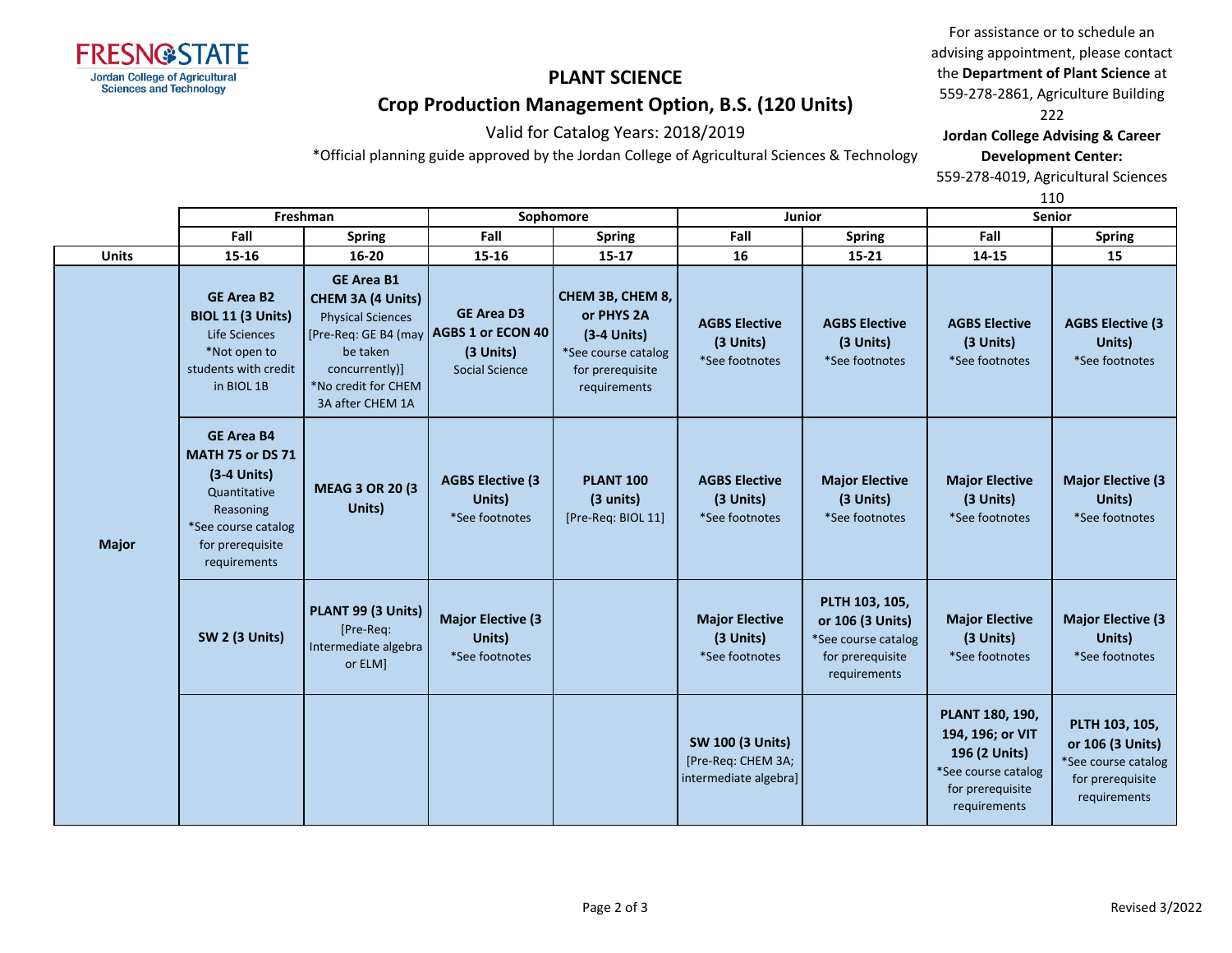# PLANT SCIENCE

## Crop Production Management Option, B.S. (120 Units)

Valid for Catalog Years: 2018/2019

*Official planning guide approved by the Jordan College of Agricultural Sciences & Technology

For assistance or to schedule an advising appointment, please contact the **Department of Plant Science** at 559-278-2861, Agriculture Building 222

**Jordan College Advising & Career Development Center:** 559-278-4019, Agricultural Sciences 110

| | Freshman | | Sophomore | | Junior | | Senior | |
|---|---|---|---|---|---|---|---|---|
| | Fall | Spring | Fall | Spring | Fall | Spring | Fall | Spring |
| **Units** | 15-16 | 16-20 | 15-16 | 15-17 | 16 | 15-21 | 14-15 | 15 |
| **Major** | **GE Area B2 BIOL 11 (3 Units)** Life Sciences *Not open to students with credit in BIOL 1B | **GE Area B1 CHEM 3A (4 Units)** Physical Sciences [Pre-Req: GE B4 (may be taken concurrently)] *No credit for CHEM 3A after CHEM 1A | **GE Area D3 AGBS 1 or ECON 40 (3 Units)** Social Science | **CHEM 3B, CHEM 8, or PHYS 2A (3-4 Units)** *See course catalog for prerequisite requirements | **AGBS Elective (3 Units)** *See footnotes | **AGBS Elective (3 Units)** *See footnotes | **AGBS Elective (3 Units)** *See footnotes | **AGBS Elective (3 Units)** *See footnotes |
| | **GE Area B4 MATH 75 or DS 71 (3-4 Units)** Quantitative Reasoning *See course catalog for prerequisite requirements | **MEAG 3 OR 20 (3 Units)** | **AGBS Elective (3 Units)** *See footnotes | **PLANT 100 (3 units)** [Pre-Req: BIOL 11] | **AGBS Elective (3 Units)** *See footnotes | **Major Elective (3 Units)** *See footnotes | **Major Elective (3 Units)** *See footnotes | **Major Elective (3 Units)** *See footnotes |
| | **SW 2 (3 Units)** | **PLANT 99 (3 Units)** [Pre-Req: Intermediate algebra or ELM] | **Major Elective (3 Units)** *See footnotes | | **Major Elective (3 Units)** *See footnotes | **PLTH 103, 105, or 106 (3 Units)** *See course catalog for prerequisite requirements | **Major Elective (3 Units)** *See footnotes | **Major Elective (3 Units)** *See footnotes |
| | | | | | **SW 100 (3 Units)** [Pre-Req: CHEM 3A; intermediate algebra] | | **PLANT 180, 190, 194, 196; or VIT 196 (2 Units)** *See course catalog for prerequisite requirements | **PLTH 103, 105, or 106 (3 Units)** *See course catalog for prerequisite requirements |

Revised 3/2022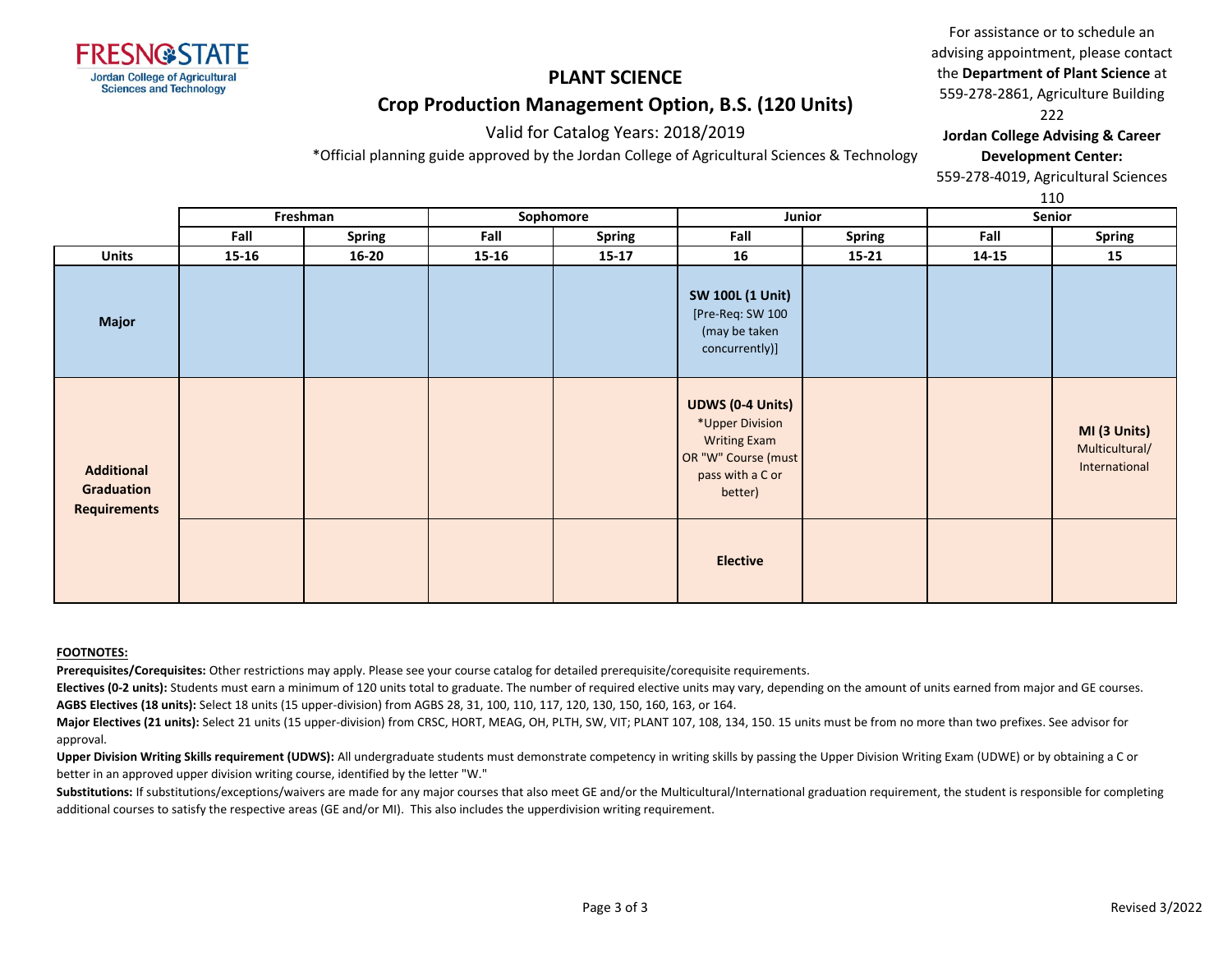# PLANT SCIENCE

## Crop Production Management Option, B.S. (120 Units)

Valid for Catalog Years: 2018/2019

*Official planning guide approved by the Jordan College of Agricultural Sciences & Technology

For assistance or to schedule an advising appointment, please contact the **Department of Plant Science** at 559-278-2861, Agriculture Building 222

**Jordan College Advising & Career Development Center:** 559-278-4019, Agricultural Sciences 110

| | Freshman | | Sophomore | | Junior | | Senior | |
|---|---|---|---|---|---|---|---|---|
| | **Fall** | **Spring** | **Fall** | **Spring** | **Fall** | **Spring** | **Fall** | **Spring** |
| **Units** | **15-16** | **16-20** | **15-16** | **15-17** | **16** | **15-21** | **14-15** | **15** |
| **Major** | | | | | **SW 100L (1 Unit)** [Pre-Req: SW 100 (may be taken concurrently)] | | | |
| **Additional Graduation Requirements** | | | | | **UDWS (0-4 Units)** *Upper Division Writing Exam OR "W" Course (must pass with a C or better) | | | **MI (3 Units)** Multicultural/ International |
| | | | | | **Elective** | | | |

**FOOTNOTES:**

**Prerequisites/Corequisites:** Other restrictions may apply. Please see your course catalog for detailed prerequisite/corequisite requirements.

**Electives (0-2 units):** Students must earn a minimum of 120 units total to graduate. The number of required elective units may vary, depending on the amount of units earned from major and GE courses.

**AGBS Electives (18 units):** Select 18 units (15 upper-division) from AGBS 28, 31, 100, 110, 117, 120, 130, 150, 160, 163, or 164.

**Major Electives (21 units):** Select 21 units (15 upper-division) from CRSC, HORT, MEAG, OH, PLTH, SW, VIT; PLANT 107, 108, 134, 150. 15 units must be from no more than two prefixes. See advisor for approval.

**Upper Division Writing Skills requirement (UDWS):** All undergraduate students must demonstrate competency in writing skills by passing the Upper Division Writing Exam (UDWE) or by obtaining a C or better in an approved upper division writing course, identified by the letter "W."

**Substitutions:** If substitutions/exceptions/waivers are made for any major courses that also meet GE and/or the Multicultural/International graduation requirement, the student is responsible for completing additional courses to satisfy the respective areas (GE and/or MI). This also includes the upperdivision writing requirement.

Revised 3/2022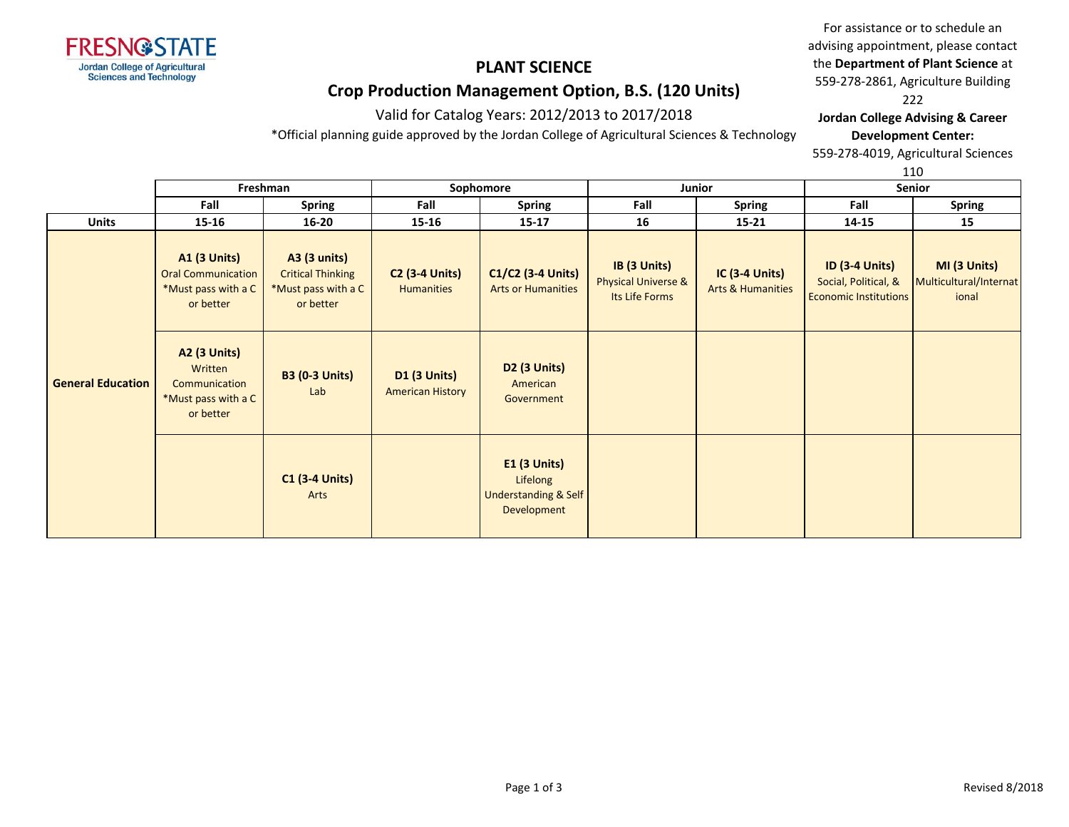FRESNO STATE
Jordan College of Agricultural Sciences and Technology

# PLANT SCIENCE

## Crop Production Management Option, B.S. (120 Units)

Valid for Catalog Years: 2012/2013 to 2017/2018

*Official planning guide approved by the Jordan College of Agricultural Sciences & Technology

For assistance or to schedule an advising appointment, please contact the **Department of Plant Science** at 559-278-2861, Agriculture Building 222

**Jordan College Advising & Career Development Center:** 559-278-4019, Agricultural Sciences 110

| | Freshman | | Sophomore | | Junior | | Senior | |
|---|---|---|---|---|---|---|---|---|
| | Fall | Spring | Fall | Spring | Fall | Spring | Fall | Spring |
| **Units** | 15-16 | 16-20 | 15-16 | 15-17 | 16 | 15-21 | 14-15 | 15 |
| **General Education** | **A1 (3 Units)** Oral Communication *Must pass with a C or better | **A3 (3 units)** Critical Thinking *Must pass with a C or better | **C2 (3-4 Units)** Humanities | **C1/C2 (3-4 Units)** Arts or Humanities | **IB (3 Units)** Physical Universe & Its Life Forms | **IC (3-4 Units)** Arts & Humanities | **ID (3-4 Units)** Social, Political, & Economic Institutions | **MI (3 Units)** Multicultural/International |
| | **A2 (3 Units)** Written Communication *Must pass with a C or better | **B3 (0-3 Units)** Lab | **D1 (3 Units)** American History | **D2 (3 Units)** American Government | | | | |
| | | **C1 (3-4 Units)** Arts | | **E1 (3 Units)** Lifelong Understanding & Self Development | | | | |

Revised 8/2018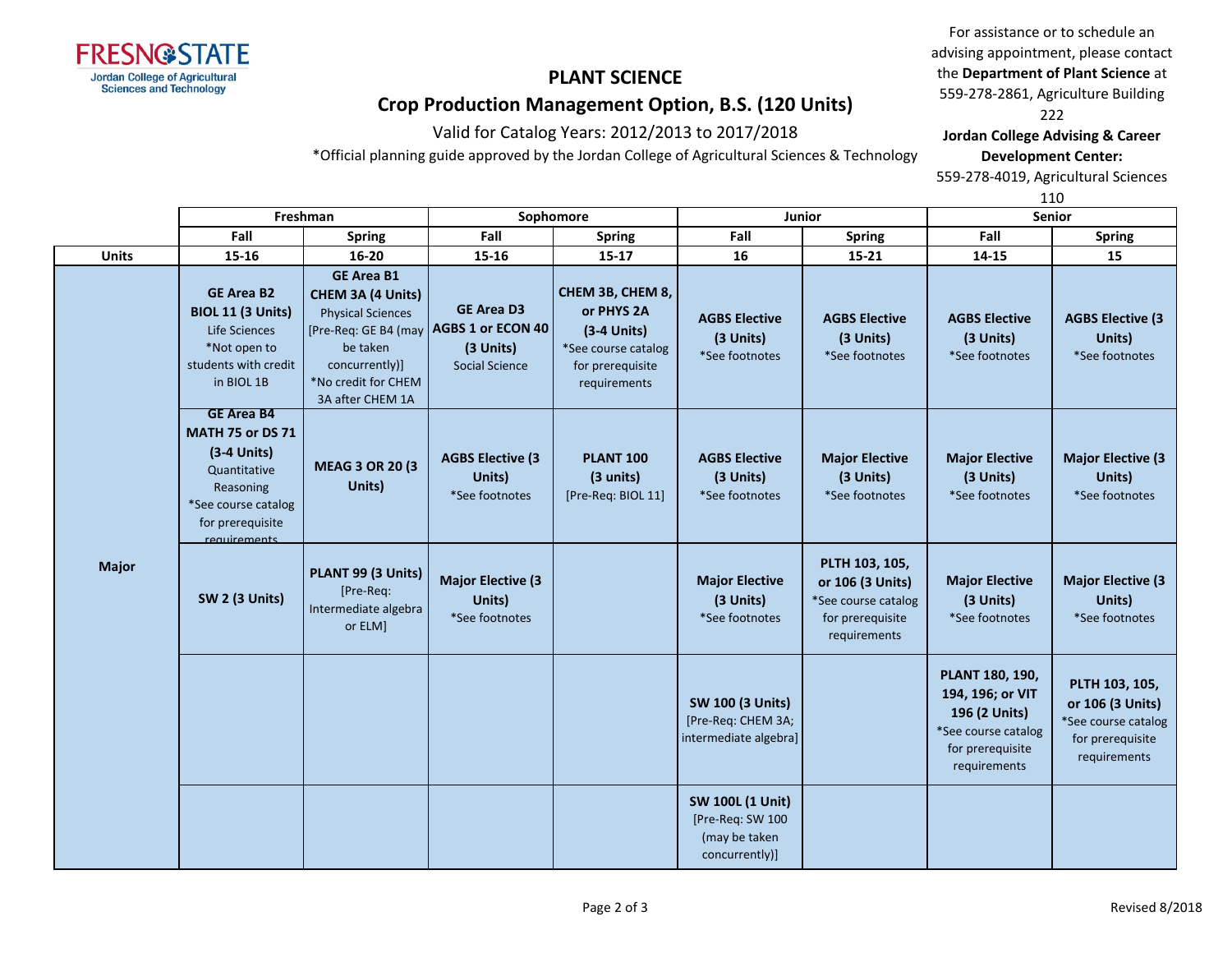# PLANT SCIENCE

## Crop Production Management Option, B.S. (120 Units)

Valid for Catalog Years: 2012/2013 to 2017/2018

*Official planning guide approved by the Jordan College of Agricultural Sciences & Technology

For assistance or to schedule an advising appointment, please contact the **Department of Plant Science** at 559-278-2861, Agriculture Building 222

**Jordan College Advising & Career Development Center:** 559-278-4019, Agricultural Sciences 110

| | Freshman | | Sophomore | | Junior | | Senior | |
|---|---|---|---|---|---|---|---|---|
| | Fall | Spring | Fall | Spring | Fall | Spring | Fall | Spring |
| **Units** | 15-16 | 16-20 | 15-16 | 15-17 | 16 | 15-21 | 14-15 | 15 |
| **Major** | **GE Area B2** **BIOL 11 (3 Units)** Life Sciences *Not open to students with credit in BIOL 1B | **GE Area B1** **CHEM 3A (4 Units)** Physical Sciences [Pre-Req: GE B4 (may be taken concurrently)] *No credit for CHEM 3A after CHEM 1A | **GE Area D3** **AGBS 1 or ECON 40 (3 Units)** Social Science | **CHEM 3B, CHEM 8, or PHYS 2A (3-4 Units)** *See course catalog for prerequisite requirements | **AGBS Elective (3 Units)** *See footnotes | **AGBS Elective (3 Units)** *See footnotes | **AGBS Elective (3 Units)** *See footnotes | **AGBS Elective (3 Units)** *See footnotes |
| | **GE Area B4** **MATH 75 or DS 71 (3-4 Units)** Quantitative Reasoning *See course catalog for prerequisite requirements | **MEAG 3 OR 20 (3 Units)** | **AGBS Elective (3 Units)** *See footnotes | **PLANT 100 (3 units)** [Pre-Req: BIOL 11] | **AGBS Elective (3 Units)** *See footnotes | **Major Elective (3 Units)** *See footnotes | **Major Elective (3 Units)** *See footnotes | **Major Elective (3 Units)** *See footnotes |
| | **SW 2 (3 Units)** | **PLANT 99 (3 Units)** [Pre-Req: Intermediate algebra or ELM] | **Major Elective (3 Units)** *See footnotes | | **Major Elective (3 Units)** *See footnotes | **PLTH 103, 105, or 106 (3 Units)** *See course catalog for prerequisite requirements | **Major Elective (3 Units)** *See footnotes | **Major Elective (3 Units)** *See footnotes |
| | | | | | **SW 100 (3 Units)** [Pre-Req: CHEM 3A; intermediate algebra] | | **PLANT 180, 190, 194, 196; or VIT 196 (2 Units)** *See course catalog for prerequisite requirements | **PLTH 103, 105, or 106 (3 Units)** *See course catalog for prerequisite requirements |
| | | | | | **SW 100L (1 Unit)** [Pre-Req: SW 100 (may be taken concurrently)] | | | |

Revised 8/2018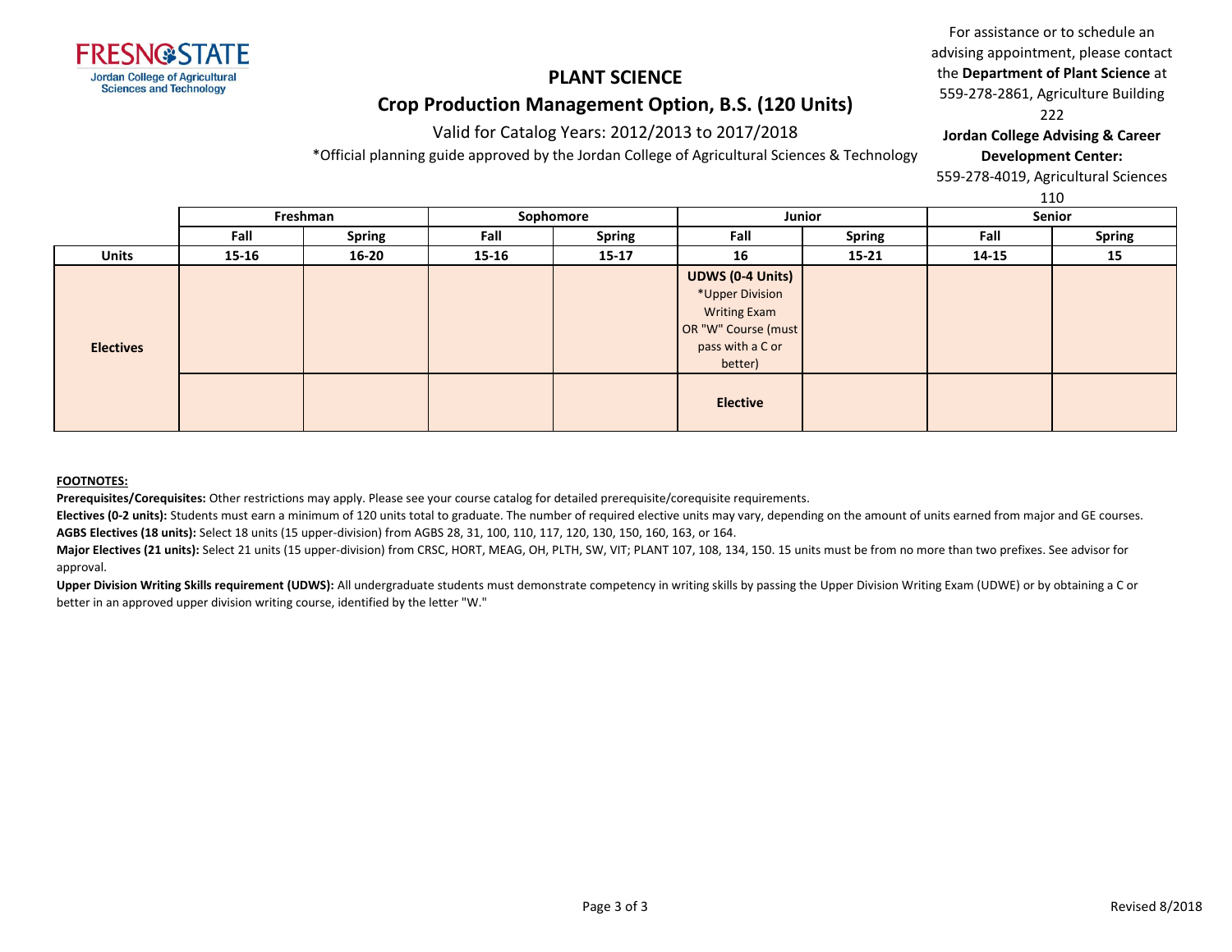# PLANT SCIENCE

## Crop Production Management Option, B.S. (120 Units)

Valid for Catalog Years: 2012/2013 to 2017/2018

*Official planning guide approved by the Jordan College of Agricultural Sciences & Technology

For assistance or to schedule an advising appointment, please contact the **Department of Plant Science** at 559-278-2861, Agriculture Building 222

**Jordan College Advising & Career Development Center:**
559-278-4019, Agricultural Sciences 110

| | Freshman | | Sophomore | | Junior | | Senior | |
|---|---|---|---|---|---|---|---|---|
| | **Fall** | **Spring** | **Fall** | **Spring** | **Fall** | **Spring** | **Fall** | **Spring** |
| **Units** | **15-16** | **16-20** | **15-16** | **15-17** | **16** | **15-21** | **14-15** | **15** |
| **Electives** | | | | | **UDWS (0-4 Units)** *Upper Division Writing Exam OR "W" Course (must pass with a C or better) | | | |
| | | | | | **Elective** | | | |

**FOOTNOTES:**

**Prerequisites/Corequisites:** Other restrictions may apply. Please see your course catalog for detailed prerequisite/corequisite requirements.

**Electives (0-2 units):** Students must earn a minimum of 120 units total to graduate. The number of required elective units may vary, depending on the amount of units earned from major and GE courses.

**AGBS Electives (18 units):** Select 18 units (15 upper-division) from AGBS 28, 31, 100, 110, 117, 120, 130, 150, 160, 163, or 164.

**Major Electives (21 units):** Select 21 units (15 upper-division) from CRSC, HORT, MEAG, OH, PLTH, SW, VIT; PLANT 107, 108, 134, 150. 15 units must be from no more than two prefixes. See advisor for approval.

**Upper Division Writing Skills requirement (UDWS):** All undergraduate students must demonstrate competency in writing skills by passing the Upper Division Writing Exam (UDWE) or by obtaining a C or better in an approved upper division writing course, identified by the letter "W."

Revised 8/2018